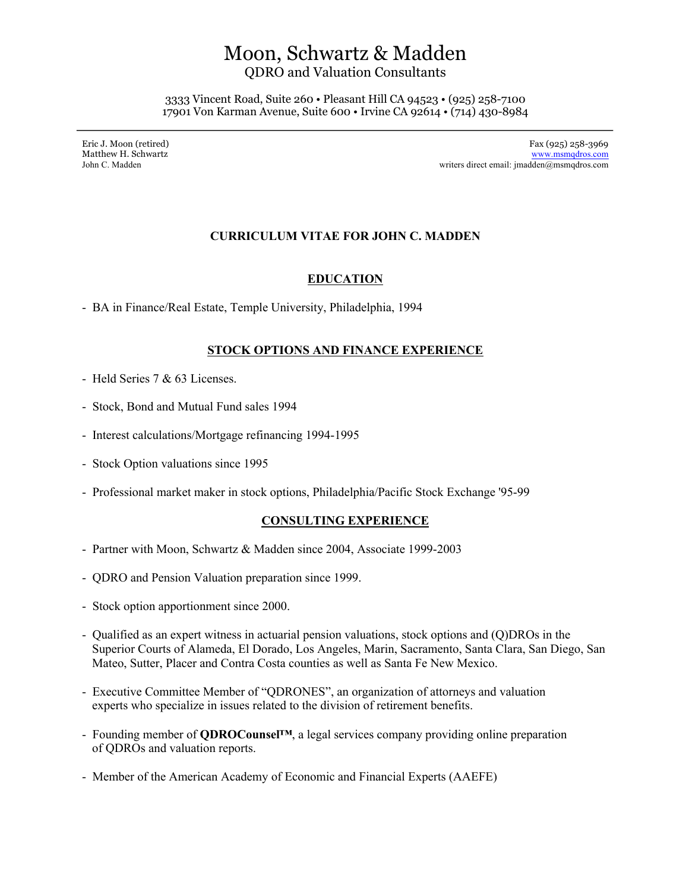# Moon, Schwartz & Madden

QDRO and Valuation Consultants

3333 Vincent Road, Suite 260 • Pleasant Hill CA 94523 • (925) 258-7100
17901 Von Karman Avenue, Suite 600 • Irvine CA 92614 • (714) 430-8984

---

Eric J. Moon (retired)
Matthew H. Schwartz
John C. Madden

Fax (925) 258-3969
www.msmqdros.com
writers direct email: jmadden@msmqdros.com

## CURRICULUM VITAE FOR JOHN C. MADDEN

### EDUCATION

- BA in Finance/Real Estate, Temple University, Philadelphia, 1994

### STOCK OPTIONS AND FINANCE EXPERIENCE

- Held Series 7 & 63 Licenses.
- Stock, Bond and Mutual Fund sales 1994
- Interest calculations/Mortgage refinancing 1994-1995
- Stock Option valuations since 1995
- Professional market maker in stock options, Philadelphia/Pacific Stock Exchange '95-99

### CONSULTING EXPERIENCE

- Partner with Moon, Schwartz & Madden since 2004, Associate 1999-2003
- QDRO and Pension Valuation preparation since 1999.
- Stock option apportionment since 2000.
- Qualified as an expert witness in actuarial pension valuations, stock options and (Q)DROs in the Superior Courts of Alameda, El Dorado, Los Angeles, Marin, Sacramento, Santa Clara, San Diego, San Mateo, Sutter, Placer and Contra Costa counties as well as Santa Fe New Mexico.
- Executive Committee Member of "QDRONES", an organization of attorneys and valuation experts who specialize in issues related to the division of retirement benefits.
- Founding member of **QDROCounsel™**, a legal services company providing online preparation of QDROs and valuation reports.
- Member of the American Academy of Economic and Financial Experts (AAEFE)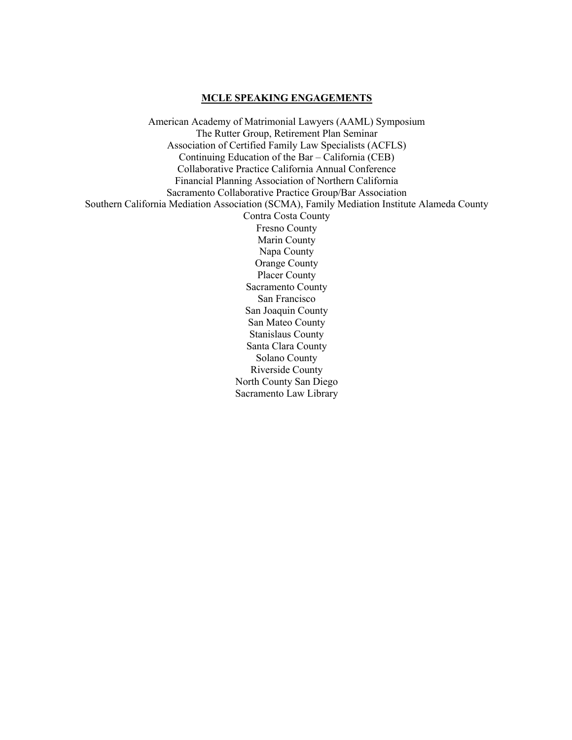**MCLE SPEAKING ENGAGEMENTS**

American Academy of Matrimonial Lawyers (AAML) Symposium
The Rutter Group, Retirement Plan Seminar
Association of Certified Family Law Specialists (ACFLS)
Continuing Education of the Bar – California (CEB)
Collaborative Practice California Annual Conference
Financial Planning Association of Northern California
Sacramento Collaborative Practice Group/Bar Association
Southern California Mediation Association (SCMA), Family Mediation Institute Alameda County
Contra Costa County
Fresno County
Marin County
Napa County
Orange County
Placer County
Sacramento County
San Francisco
San Joaquin County
San Mateo County
Stanislaus County
Santa Clara County
Solano County
Riverside County
North County San Diego
Sacramento Law Library